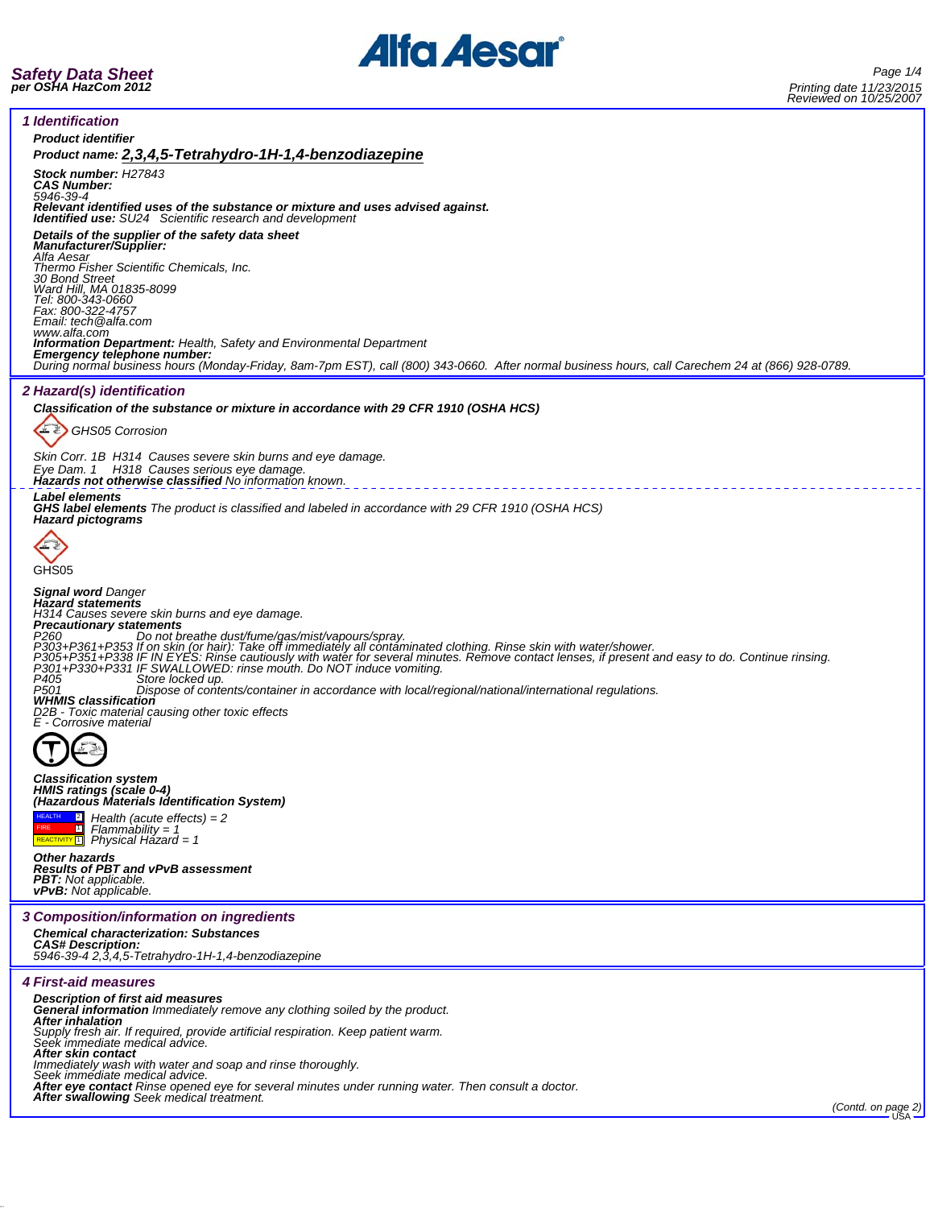# Safety Data Sheet
**per OSHA HazCom 2012**

Printing date 11/23/2015
Reviewed on 10/25/2007

## 1 Identification

**Product identifier**

**Product name:** **2,3,4,5-Tetrahydro-1H-1,4-benzodiazepine**

**Stock number:** H27843
**CAS Number:**
5946-39-4
**Relevant identified uses of the substance or mixture and uses advised against.**
**Identified use:** SU24 Scientific research and development

**Details of the supplier of the safety data sheet**
**Manufacturer/Supplier:**
Alfa Aesar
Thermo Fisher Scientific Chemicals, Inc.
30 Bond Street
Ward Hill, MA 01835-8099
Tel: 800-343-0660
Fax: 800-322-4757
Email: tech@alfa.com
www.alfa.com
**Information Department:** Health, Safety and Environmental Department
**Emergency telephone number:**
During normal business hours (Monday-Friday, 8am-7pm EST), call (800) 343-0660. After normal business hours, call Carechem 24 at (866) 928-0789.

## 2 Hazard(s) identification

**Classification of the substance or mixture in accordance with 29 CFR 1910 (OSHA HCS)**

GHS05 Corrosion

Skin Corr. 1B H314 Causes severe skin burns and eye damage.
Eye Dam. 1 H318 Causes serious eye damage.
**Hazards not otherwise classified** No information known.

**Label elements**
**GHS label elements** The product is classified and labeled in accordance with 29 CFR 1910 (OSHA HCS)
**Hazard pictograms**

GHS05

**Signal word** Danger
**Hazard statements**
H314 Causes severe skin burns and eye damage.
**Precautionary statements**
P260 Do not breathe dust/fume/gas/mist/vapours/spray.
P303+P361+P353 If on skin (or hair): Take off immediately all contaminated clothing. Rinse skin with water/shower.
P305+P351+P338 IF IN EYES: Rinse cautiously with water for several minutes. Remove contact lenses, if present and easy to do. Continue rinsing.
P301+P330+P331 IF SWALLOWED: rinse mouth. Do NOT induce vomiting.
P405 Store locked up.
P501 Dispose of contents/container in accordance with local/regional/national/international regulations.
**WHMIS classification**
D2B - Toxic material causing other toxic effects
E - Corrosive material

**Classification system**
**HMIS ratings (scale 0-4)**
**(Hazardous Materials Identification System)**
HEALTH 2 Health (acute effects) = 2
FIRE 1 Flammability = 1
REACTIVITY 1 Physical Hazard = 1

**Other hazards**
**Results of PBT and vPvB assessment**
**PBT:** Not applicable.
**vPvB:** Not applicable.

## 3 Composition/information on ingredients

**Chemical characterization: Substances**
**CAS# Description:**
5946-39-4 2,3,4,5-Tetrahydro-1H-1,4-benzodiazepine

## 4 First-aid measures

**Description of first aid measures**
**General information** Immediately remove any clothing soiled by the product.
**After inhalation**
Supply fresh air. If required, provide artificial respiration. Keep patient warm.
Seek immediate medical advice.
**After skin contact**
Immediately wash with water and soap and rinse thoroughly.
Seek immediate medical advice.
**After eye contact** Rinse opened eye for several minutes under running water. Then consult a doctor.
**After swallowing** Seek medical treatment.

(Contd. on page 2)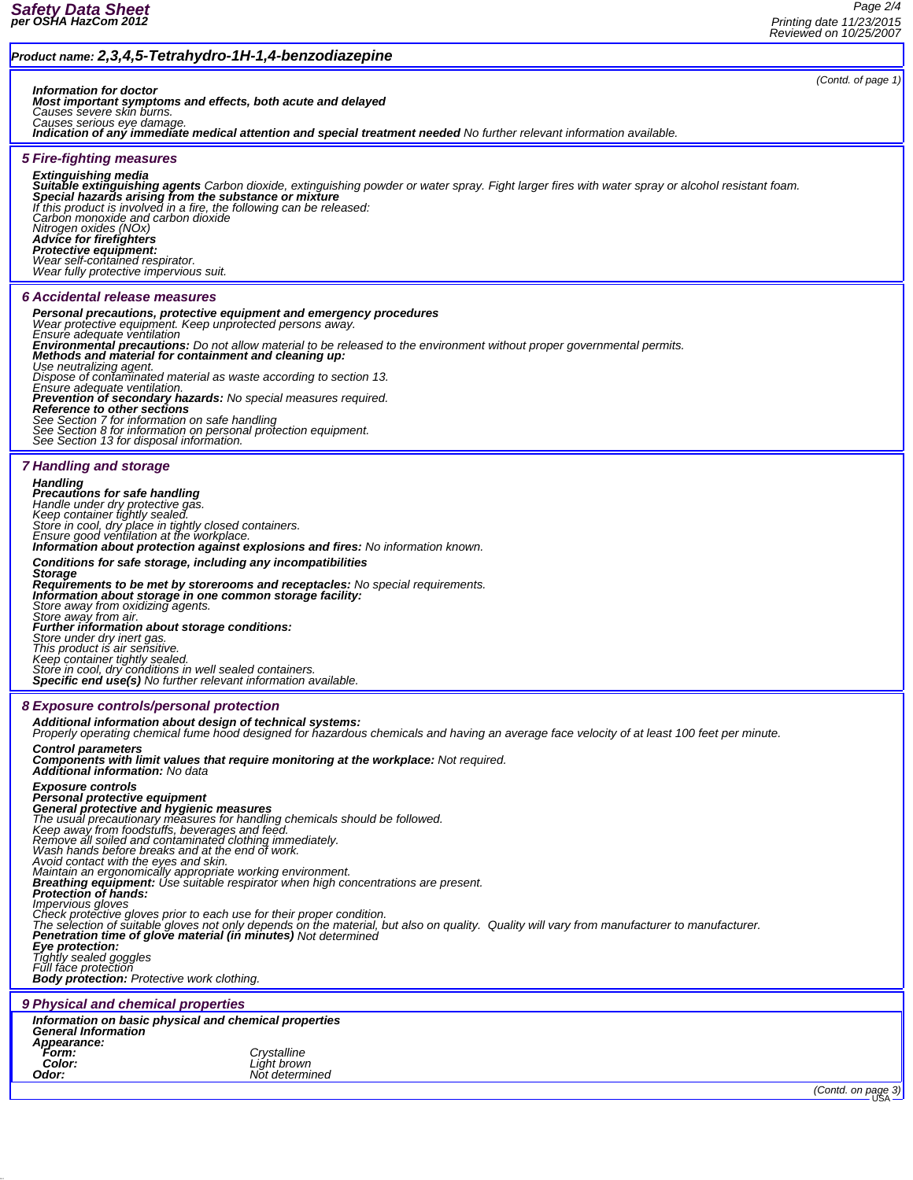**Product name: 2,3,4,5-Tetrahydro-1H-1,4-benzodiazepine**

(Contd. of page 1)

***Information for doctor***
***Most important symptoms and effects, both acute and delayed***
*Causes severe skin burns.*
*Causes serious eye damage.*
***Indication of any immediate medical attention and special treatment needed*** *No further relevant information available.*

## 5 Fire-fighting measures

***Extinguishing media***
***Suitable extinguishing agents*** *Carbon dioxide, extinguishing powder or water spray. Fight larger fires with water spray or alcohol resistant foam.*
***Special hazards arising from the substance or mixture***
*If this product is involved in a fire, the following can be released:*
*Carbon monoxide and carbon dioxide*
*Nitrogen oxides (NOx)*
***Advice for firefighters***
***Protective equipment:***
*Wear self-contained respirator.*
*Wear fully protective impervious suit.*

## 6 Accidental release measures

***Personal precautions, protective equipment and emergency procedures***
*Wear protective equipment. Keep unprotected persons away.*
*Ensure adequate ventilation*
***Environmental precautions:*** *Do not allow material to be released to the environment without proper governmental permits.*
***Methods and material for containment and cleaning up:***
*Use neutralizing agent.*
*Dispose of contaminated material as waste according to section 13.*
*Ensure adequate ventilation.*
***Prevention of secondary hazards:*** *No special measures required.*
***Reference to other sections***
*See Section 7 for information on safe handling*
*See Section 8 for information on personal protection equipment.*
*See Section 13 for disposal information.*

## 7 Handling and storage

***Handling***
***Precautions for safe handling***
*Handle under dry protective gas.*
*Keep container tightly sealed.*
*Store in cool, dry place in tightly closed containers.*
*Ensure good ventilation at the workplace.*
***Information about protection against explosions and fires:*** *No information known.*

***Conditions for safe storage, including any incompatibilities***
***Storage***
***Requirements to be met by storerooms and receptacles:*** *No special requirements.*
***Information about storage in one common storage facility:***
*Store away from oxidizing agents.*
*Store away from air.*
***Further information about storage conditions:***
*Store under dry inert gas.*
*This product is air sensitive.*
*Keep container tightly sealed.*
*Store in cool, dry conditions in well sealed containers.*
***Specific end use(s)*** *No further relevant information available.*

## 8 Exposure controls/personal protection

***Additional information about design of technical systems:***
*Properly operating chemical fume hood designed for hazardous chemicals and having an average face velocity of at least 100 feet per minute.*

***Control parameters***
***Components with limit values that require monitoring at the workplace:*** *Not required.*
***Additional information:*** *No data*

***Exposure controls***
***Personal protective equipment***
***General protective and hygienic measures***
*The usual precautionary measures for handling chemicals should be followed.*
*Keep away from foodstuffs, beverages and feed.*
*Remove all soiled and contaminated clothing immediately.*
*Wash hands before breaks and at the end of work.*
*Avoid contact with the eyes and skin.*
*Maintain an ergonomically appropriate working environment.*
***Breathing equipment:*** *Use suitable respirator when high concentrations are present.*
***Protection of hands:***
*Impervious gloves*
*Check protective gloves prior to each use for their proper condition.*
*The selection of suitable gloves not only depends on the material, but also on quality. Quality will vary from manufacturer to manufacturer.*
***Penetration time of glove material (in minutes)*** *Not determined*
***Eye protection:***
*Tightly sealed goggles*
*Full face protection*
***Body protection:*** *Protective work clothing.*

## 9 Physical and chemical properties

***Information on basic physical and chemical properties***
***General Information***

| | |
|---|---|
| ***Appearance:*** | |
| ***Form:*** | *Crystalline* |
| ***Color:*** | *Light brown* |
| ***Odor:*** | *Not determined* |

(Contd. on page 3)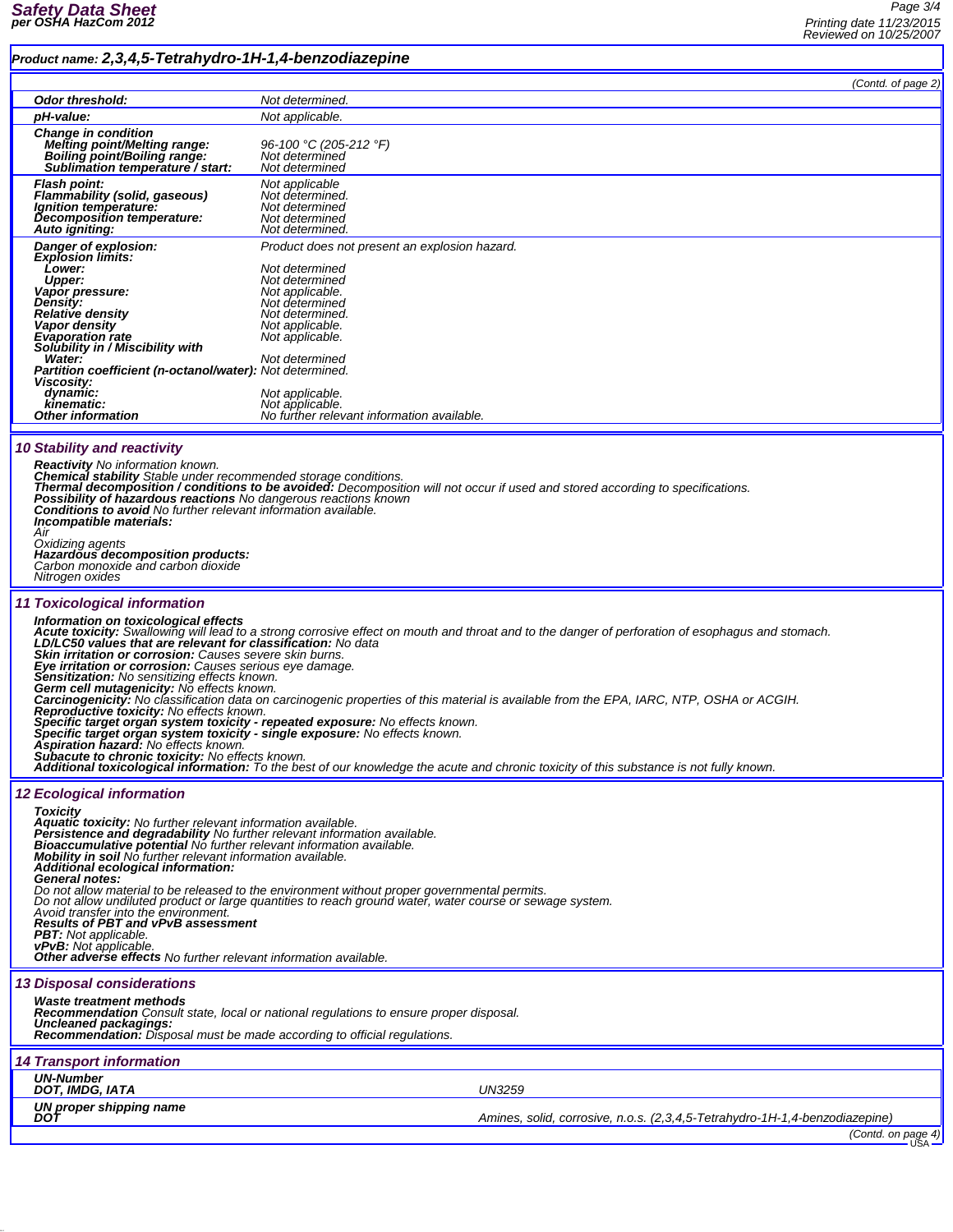**Product name: 2,3,4,5-Tetrahydro-1H-1,4-benzodiazepine**

(Contd. of page 2)

| | |
|---|---|
| **Odor threshold:** | Not determined. |
| **pH-value:** | Not applicable. |
| **Change in condition** | |
| **Melting point/Melting range:** | 96-100 °C (205-212 °F) |
| **Boiling point/Boiling range:** | Not determined |
| **Sublimation temperature / start:** | Not determined |
| **Flash point:** | Not applicable |
| **Flammability (solid, gaseous)** | Not determined. |
| **Ignition temperature:** | Not determined |
| **Decomposition temperature:** | Not determined |
| **Auto igniting:** | Not determined. |
| **Danger of explosion:** | Product does not present an explosion hazard. |
| **Explosion limits:** | |
| **Lower:** | Not determined |
| **Upper:** | Not determined |
| **Vapor pressure:** | Not applicable. |
| **Density:** | Not determined |
| **Relative density** | Not determined. |
| **Vapor density** | Not applicable. |
| **Evaporation rate** | Not applicable. |
| **Solubility in / Miscibility with** | |
| **Water:** | Not determined |
| **Partition coefficient (n-octanol/water):** | Not determined. |
| **Viscosity:** | |
| **dynamic:** | Not applicable. |
| **kinematic:** | Not applicable. |
| **Other information** | No further relevant information available. |

## 10 Stability and reactivity

**Reactivity** No information known.
**Chemical stability** Stable under recommended storage conditions.
**Thermal decomposition / conditions to be avoided:** Decomposition will not occur if used and stored according to specifications.
**Possibility of hazardous reactions** No dangerous reactions known
**Conditions to avoid** No further relevant information available.
**Incompatible materials:**
Air
Oxidizing agents
**Hazardous decomposition products:**
Carbon monoxide and carbon dioxide
Nitrogen oxides

## 11 Toxicological information

**Information on toxicological effects**
**Acute toxicity:** Swallowing will lead to a strong corrosive effect on mouth and throat and to the danger of perforation of esophagus and stomach.
**LD/LC50 values that are relevant for classification:** No data
**Skin irritation or corrosion:** Causes severe skin burns.
**Eye irritation or corrosion:** Causes serious eye damage.
**Sensitization:** No sensitizing effects known.
**Germ cell mutagenicity:** No effects known.
**Carcinogenicity:** No classification data on carcinogenic properties of this material is available from the EPA, IARC, NTP, OSHA or ACGIH.
**Reproductive toxicity:** No effects known.
**Specific target organ system toxicity - repeated exposure:** No effects known.
**Specific target organ system toxicity - single exposure:** No effects known.
**Aspiration hazard:** No effects known.
**Subacute to chronic toxicity:** No effects known.
**Additional toxicological information:** To the best of our knowledge the acute and chronic toxicity of this substance is not fully known.

## 12 Ecological information

**Toxicity**
**Aquatic toxicity:** No further relevant information available.
**Persistence and degradability** No further relevant information available.
**Bioaccumulative potential** No further relevant information available.
**Mobility in soil** No further relevant information available.
**Additional ecological information:**
**General notes:**
Do not allow material to be released to the environment without proper governmental permits.
Do not allow undiluted product or large quantities to reach ground water, water course or sewage system.
Avoid transfer into the environment.
**Results of PBT and vPvB assessment**
**PBT:** Not applicable.
**vPvB:** Not applicable.
**Other adverse effects** No further relevant information available.

## 13 Disposal considerations

**Waste treatment methods**
**Recommendation** Consult state, local or national regulations to ensure proper disposal.
**Uncleaned packagings:**
**Recommendation:** Disposal must be made according to official regulations.

## 14 Transport information

| | |
|---|---|
| **UN-Number** | |
| **DOT, IMDG, IATA** | UN3259 |
| **UN proper shipping name** | |
| **DOT** | Amines, solid, corrosive, n.o.s. (2,3,4,5-Tetrahydro-1H-1,4-benzodiazepine) |

(Contd. on page 4)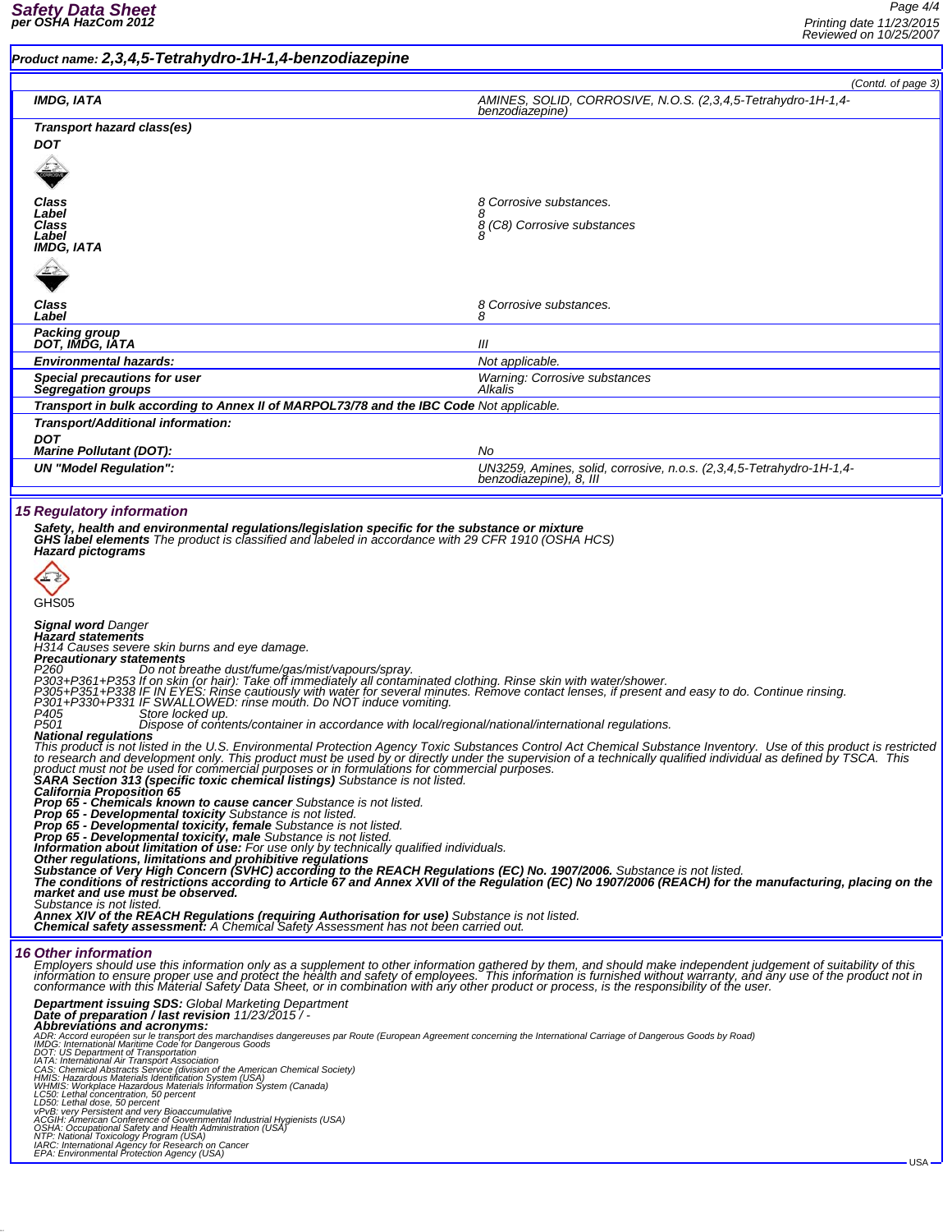Product name: **2,3,4,5-Tetrahydro-1H-1,4-benzodiazepine**

(Contd. of page 3)

| | |
|---|---|
| **IMDG, IATA** | AMINES, SOLID, CORROSIVE, N.O.S. (2,3,4,5-Tetrahydro-1H-1,4-benzodiazepine) |
| **Transport hazard class(es)** | |
| **DOT** | |
| **Class** | 8 Corrosive substances. |
| **Label** | 8 |
| **Class** | 8 (C8) Corrosive substances |
| **Label** | 8 |
| **IMDG, IATA** | |
| **Class** | 8 Corrosive substances. |
| **Label** | 8 |
| **Packing group** | |
| **DOT, IMDG, IATA** | III |
| **Environmental hazards:** | Not applicable. |
| **Special precautions for user** | Warning: Corrosive substances |
| **Segregation groups** | Alkalis |
| **Transport in bulk according to Annex II of MARPOL73/78 and the IBC Code** | Not applicable. |
| **Transport/Additional information:** | |
| **DOT** | |
| **Marine Pollutant (DOT):** | No |
| **UN "Model Regulation":** | UN3259, Amines, solid, corrosive, n.o.s. (2,3,4,5-Tetrahydro-1H-1,4-benzodiazepine), 8, III |

## 15 Regulatory information

**Safety, health and environmental regulations/legislation specific for the substance or mixture**
**GHS label elements** The product is classified and labeled in accordance with 29 CFR 1910 (OSHA HCS)
**Hazard pictograms**

GHS05

**Signal word** Danger
**Hazard statements**
H314 Causes severe skin burns and eye damage.
**Precautionary statements**
P260 Do not breathe dust/fume/gas/mist/vapours/spray.
P303+P361+P353 If on skin (or hair): Take off immediately all contaminated clothing. Rinse skin with water/shower.
P305+P351+P338 IF IN EYES: Rinse cautiously with water for several minutes. Remove contact lenses, if present and easy to do. Continue rinsing.
P301+P330+P331 IF SWALLOWED: rinse mouth. Do NOT induce vomiting.
P405 Store locked up.
P501 Dispose of contents/container in accordance with local/regional/national/international regulations.
**National regulations**
This product is not listed in the U.S. Environmental Protection Agency Toxic Substances Control Act Chemical Substance Inventory. Use of this product is restricted to research and development only. This product must be used by or directly under the supervision of a technically qualified individual as defined by TSCA. This product must not be used for commercial purposes or in formulations for commercial purposes.
**SARA Section 313 (specific toxic chemical listings)** Substance is not listed.
**California Proposition 65**
**Prop 65 - Chemicals known to cause cancer** Substance is not listed.
**Prop 65 - Developmental toxicity** Substance is not listed.
**Prop 65 - Developmental toxicity, female** Substance is not listed.
**Prop 65 - Developmental toxicity, male** Substance is not listed.
**Information about limitation of use:** For use only by technically qualified individuals.
**Other regulations, limitations and prohibitive regulations**
**Substance of Very High Concern (SVHC) according to the REACH Regulations (EC) No. 1907/2006.** Substance is not listed.
**The conditions of restrictions according to Article 67 and Annex XVII of the Regulation (EC) No 1907/2006 (REACH) for the manufacturing, placing on the market and use must be observed.**
Substance is not listed.
**Annex XIV of the REACH Regulations (requiring Authorisation for use)** Substance is not listed.
**Chemical safety assessment:** A Chemical Safety Assessment has not been carried out.

## 16 Other information

Employers should use this information only as a supplement to other information gathered by them, and should make independent judgement of suitability of this information to ensure proper use and protect the health and safety of employees. This information is furnished without warranty, and any use of the product not in conformance with this Material Safety Data Sheet, or in combination with any other product or process, is the responsibility of the user.

**Department issuing SDS:** Global Marketing Department
**Date of preparation / last revision** 11/23/2015 / -
**Abbreviations and acronyms:**
ADR: Accord européen sur le transport des marchandises dangereuses par Route (European Agreement concerning the International Carriage of Dangerous Goods by Road)
IMDG: International Maritime Code for Dangerous Goods
DOT: US Department of Transportation
IATA: International Air Transport Association
CAS: Chemical Abstracts Service (division of the American Chemical Society)
HMIS: Hazardous Materials Identification System (USA)
WHMIS: Workplace Hazardous Materials Information System (Canada)
LC50: Lethal concentration, 50 percent
LD50: Lethal dose, 50 percent
vPvB: very Persistent and very Bioaccumulative
ACGIH: American Conference of Governmental Industrial Hygienists (USA)
OSHA: Occupational Safety and Health Administration (USA)
NTP: National Toxicology Program (USA)
IARC: International Agency for Research on Cancer
EPA: Environmental Protection Agency (USA)